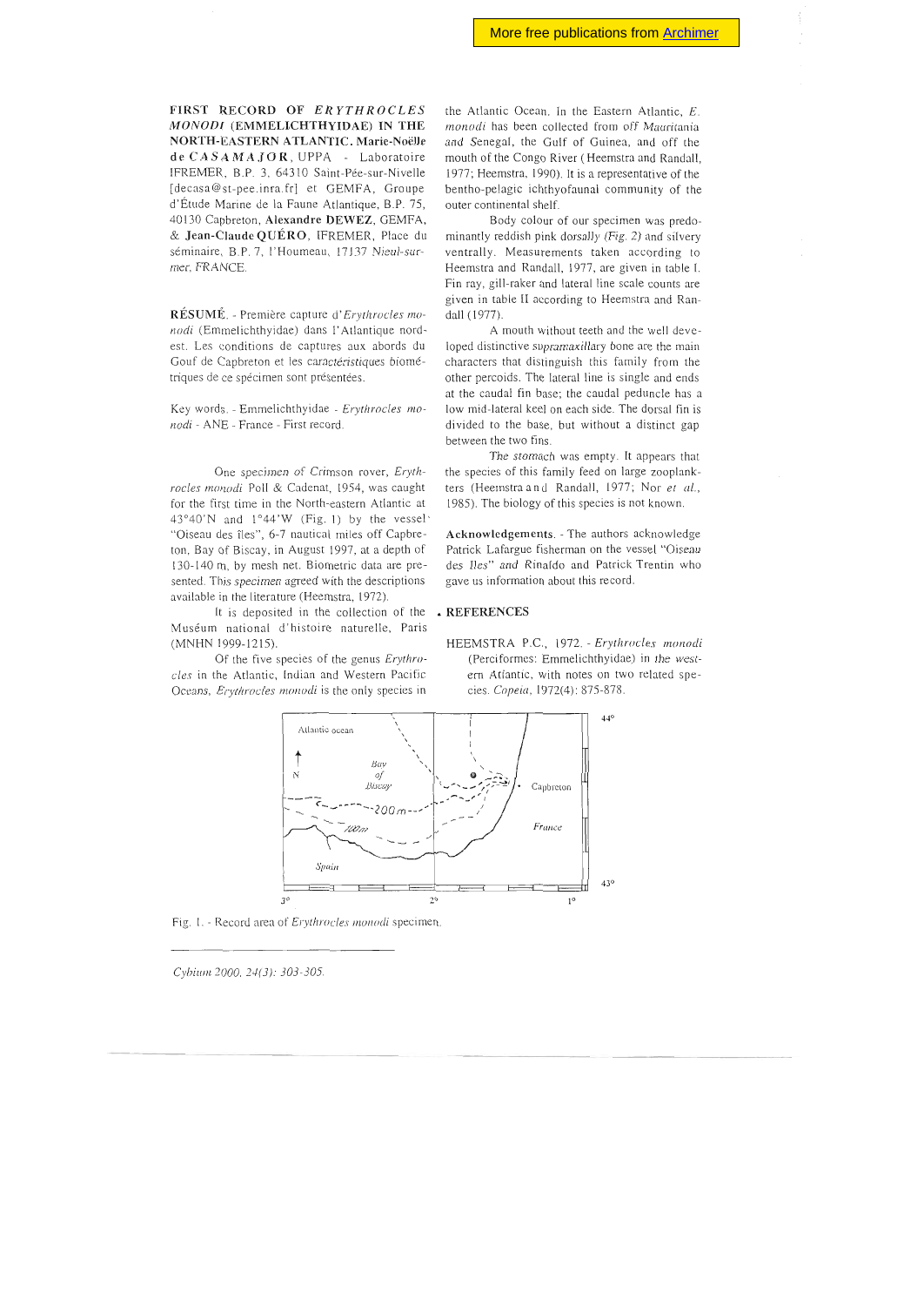**FIRST RECORD OF *ERYTHROCLES MONODI* (EMMELICHTHYIDAE) IN THE NORTH-EASTERN ATLANTIC. Marie-Noëlle de CASAMAJOR**, UPPA - Laboratoire IFREMER, B.P. 3, 64310 Saint-Pée-sur-Nivelle [decasa@st-pee.inra.fr] et GEMFA, Groupe d'Étude Marine de la Faune Atlantique, B.P. 75, 40130 Capbreton, **Alexandre DEWEZ**, GEMFA, & **Jean-Claude QUÉRO**, IFREMER, Place du séminaire, B.P. 7, l'Houmeau, 17137 Nieul-sur-mer, FRANCE.

**RÉSUMÉ**. - Première capture d'*Erythrocles monodi* (Emmelichthyidae) dans l'Atlantique nord-est. Les conditions de captures aux abords du Gouf de Capbreton et les caractéristiques biométriques de ce spécimen sont présentées.

Key words. - Emmelichthyidae - *Erythrocles monodi* - ANE - France - First record.

One specimen of Crimson rover, *Erythrocles monodi* Poll & Cadenat, 1954, was caught for the first time in the North-eastern Atlantic at 43°40'N and 1°44'W (Fig. 1) by the vessel "Oiseau des îles", 6-7 nautical miles off Capbreton, Bay of Biscay, in August 1997, at a depth of 130-140 m, by mesh net. Biometric data are presented. This specimen agreed with the descriptions available in the literature (Heemstra, 1972).

It is deposited in the collection of the Muséum national d'histoire naturelle, Paris (MNHN 1999-1215).

Of the five species of the genus *Erythrocles* in the Atlantic, Indian and Western Pacific Oceans, *Erythrocles monodi* is the only species in the Atlantic Ocean. In the Eastern Atlantic, *E. monodi* has been collected from off Mauritania and Senegal, the Gulf of Guinea, and off the mouth of the Congo River (Heemstra and Randall, 1977; Heemstra, 1990). It is a representative of the bentho-pelagic ichthyofaunal community of the outer continental shelf.

Body colour of our specimen was predominantly reddish pink dorsally (Fig. 2) and silvery ventrally. Measurements taken according to Heemstra and Randall, 1977, are given in table I. Fin ray, gill-raker and lateral line scale counts are given in table II according to Heemstra and Randall (1977).

A mouth without teeth and the well developed distinctive supramaxillary bone are the main characters that distinguish this family from the other percoids. The lateral line is single and ends at the caudal fin base; the caudal peduncle has a low mid-lateral keel on each side. The dorsal fin is divided to the base, but without a distinct gap between the two fins.

The stomach was empty. It appears that the species of this family feed on large zooplankters (Heemstra and Randall, 1977; Nor *et al.*, 1985). The biology of this species is not known.

**Acknowledgements**. - The authors acknowledge Patrick Lafargue fisherman on the vessel "Oiseau des Iles" and Rinaldo and Patrick Trentin who gave us information about this record.

## REFERENCES

HEEMSTRA P.C., 1972. - *Erythrocles monodi* (Perciformes: Emmelichthyidae) in the western Atlantic, with notes on two related species. *Copeia*, 1972(4): 875-878.

Fig. 1. - Record area of *Erythrocles monodi* specimen.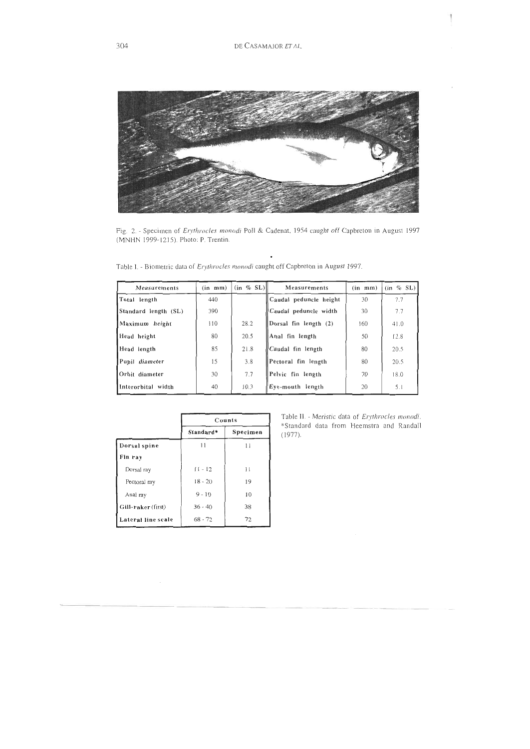Fig. 2. - Specimen of *Erythrocles monodi* Poll & Cadenat, 1954 caught off Capbreton in August 1997 (MNHN 1999-1215). Photo: P. Trentin.

Table I. - Biometric data of *Erythrocles monodi* caught off Capbreton in August 1997.

| Measurements | (in mm) | (in % SL) | Measurements | (in mm) | (in % SL) |
|---|---|---|---|---|---|
| Total length | 440 | | Caudal peduncle height | 30 | 7.7 |
| Standard length (SL) | 390 | | Caudal peduncle width | 30 | 7.7 |
| Maximum height | 110 | 28.2 | Dorsal fin length (2) | 160 | 41.0 |
| Head height | 80 | 20.5 | Anal fin length | 50 | 12.8 |
| Head length | 85 | 21.8 | Caudal fin length | 80 | 20.5 |
| Pupil diameter | 15 | 3.8 | Pectoral fin length | 80 | 20.5 |
| Orbit diameter | 30 | 7.7 | Pelvic fin length | 70 | 18.0 |
| Interorbital width | 40 | 10.3 | Eye-mouth length | 20 | 5.1 |

Table II. - Meristic data of *Erythrocles monodi*. *Standard data from Heemstra and Randall (1977).

| | Counts | |
|---|---|---|
| | Standard* | Specimen |
| Dorsal spine | 11 | 11 |
| Fin ray | | |
| Dorsal ray | 11 - 12 | 11 |
| Pectoral ray | 18 - 20 | 19 |
| Anal ray | 9 - 10 | 10 |
| Gill-raker (first) | 36 - 40 | 38 |
| Lateral line scale | 68 - 72 | 72 |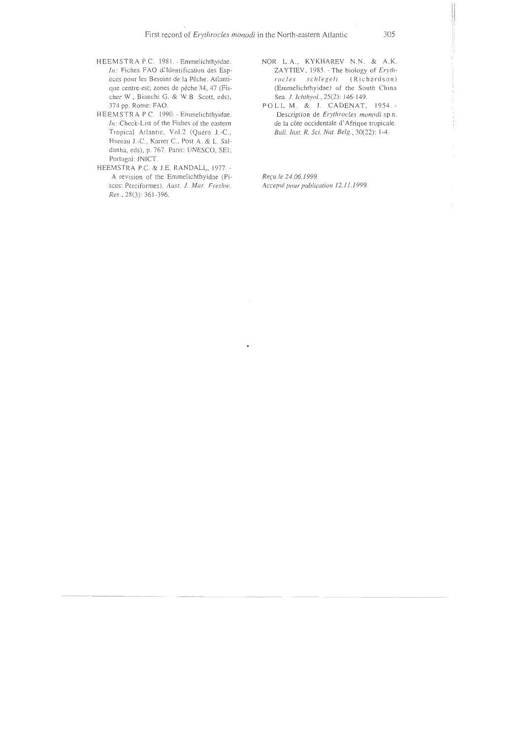HEEMSTRA P.C. 1981. - Emmelichthyidae. *In:* Fiches FAO d'Identification des Espèces pour les Besoins de la Pêche. Atlantique centre-est; zones de pêche 34, 47 (Fischer W., Bianchi G. & W.B. Scott, eds), 374 pp. Rome: FAO.

HEEMSTRA P.C. 1990. - Emmelichthyidae. *In:* Check-List of the Fishes of the eastern Tropical Atlantic, Vol.2 (Quéro J.-C., Hureau J.-C., Karrer C., Post A. & L. Saldanha, eds), p. 767. Paris: UNESCO, SEI; Portugal: JNICT.

HEEMSTRA P.C. & J.E. RANDALL, 1977. - A revision of the Emmelichthyidae (Pisces: Perciformes). *Aust. J. Mar. Freshw. Res.*, 28(3): 361-396.

NOR L.A., KYKHAREV N.N. & A.K. ZAYTIEV, 1985. - The biology of *Erythrocles schlegeli* (Richardson) (Emmelichthyidae) of the South China Sea. *J. Ichthyol.*, 25(2): 146-149.

POLL M. & J. CADENAT, 1954. - Description de *Erythrocles monodi* sp.n. de la côte occidentale d'Afrique tropicale. *Bull. Inst. R. Sci. Nat. Belg.*, 30(22): 1-4.

*Reçu le 24.06.1999.*
*Accepté pour publication 12.11.1999.*